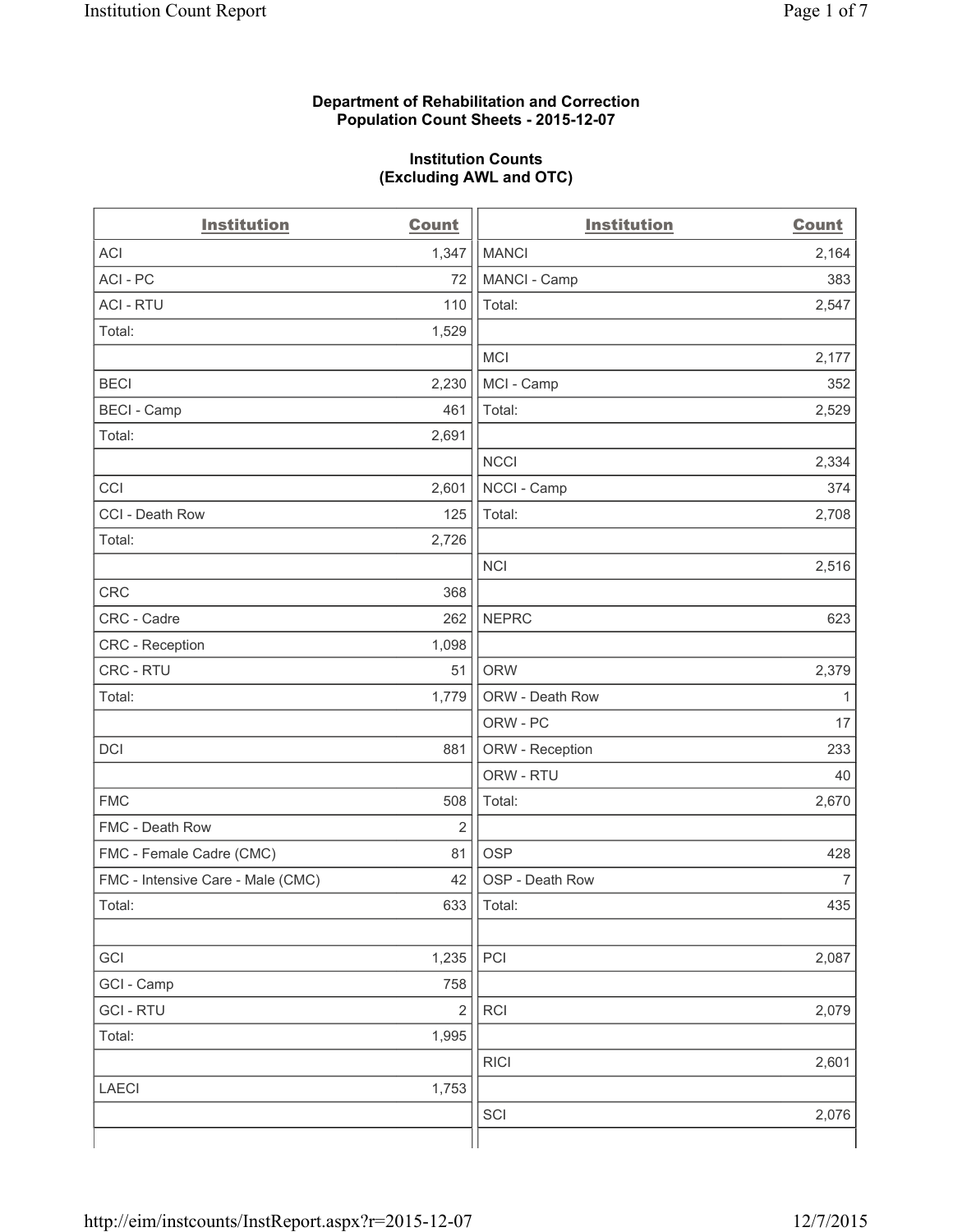**Department of Rehabilitation and Correction**
**Population Count Sheets - 2015-12-07**

**Institution Counts**
**(Excluding AWL and OTC)**

| Institution | Count |
|---|---|
| ACI | 1,347 |
| ACI - PC | 72 |
| ACI - RTU | 110 |
| Total: | 1,529 |
| | |
| BECI | 2,230 |
| BECI - Camp | 461 |
| Total: | 2,691 |
| | |
| CCI | 2,601 |
| CCI - Death Row | 125 |
| Total: | 2,726 |
| | |
| CRC | 368 |
| CRC - Cadre | 262 |
| CRC - Reception | 1,098 |
| CRC - RTU | 51 |
| Total: | 1,779 |
| | |
| DCI | 881 |
| | |
| FMC | 508 |
| FMC - Death Row | 2 |
| FMC - Female Cadre (CMC) | 81 |
| FMC - Intensive Care - Male (CMC) | 42 |
| Total: | 633 |
| | |
| GCI | 1,235 |
| GCI - Camp | 758 |
| GCI - RTU | 2 |
| Total: | 1,995 |
| | |
| LAECI | 1,753 |
| | |

| Institution | Count |
|---|---|
| MANCI | 2,164 |
| MANCI - Camp | 383 |
| Total: | 2,547 |
| | |
| MCI | 2,177 |
| MCI - Camp | 352 |
| Total: | 2,529 |
| | |
| NCCI | 2,334 |
| NCCI - Camp | 374 |
| Total: | 2,708 |
| | |
| NCI | 2,516 |
| | |
| NEPRC | 623 |
| | |
| ORW | 2,379 |
| ORW - Death Row | 1 |
| ORW - PC | 17 |
| ORW - Reception | 233 |
| ORW - RTU | 40 |
| Total: | 2,670 |
| | |
| OSP | 428 |
| OSP - Death Row | 7 |
| Total: | 435 |
| | |
| PCI | 2,087 |
| | |
| RCI | 2,079 |
| | |
| RICI | 2,601 |
| | |
| SCI | 2,076 |
| | |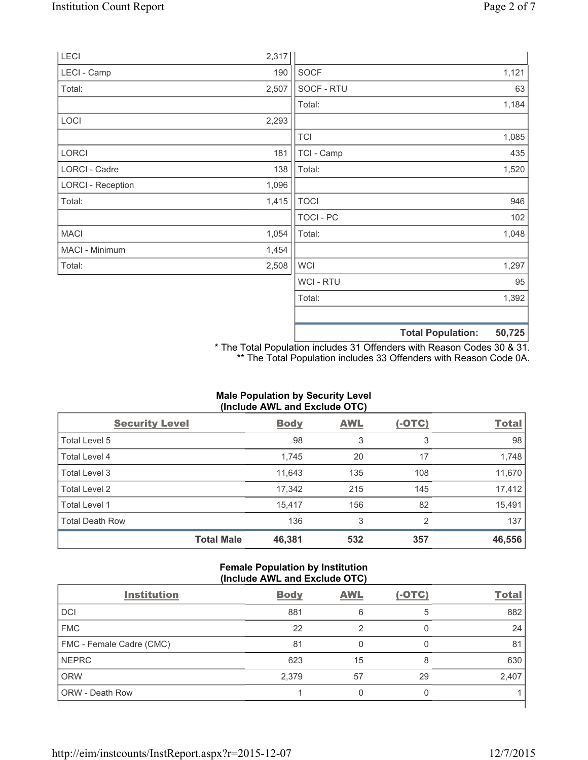| | |
|---|---|
| LECI | 2,317 |
| LECI - Camp | 190 |
| Total: | 2,507 |
| | |
| LOCI | 2,293 |
| | |
| LORCI | 181 |
| LORCI - Cadre | 138 |
| LORCI - Reception | 1,096 |
| Total: | 1,415 |
| | |
| MACI | 1,054 |
| MACI - Minimum | 1,454 |
| Total: | 2,508 |

| | |
|---|---|
| SOCF | 1,121 |
| SOCF - RTU | 63 |
| Total: | 1,184 |
| | |
| TCI | 1,085 |
| TCI - Camp | 435 |
| Total: | 1,520 |
| | |
| TOCI | 946 |
| TOCI - PC | 102 |
| Total: | 1,048 |
| | |
| WCI | 1,297 |
| WCI - RTU | 95 |
| Total: | 1,392 |
| | |
| **Total Population:** | **50,725** |

\* The Total Population includes 31 Offenders with Reason Codes 30 & 31.
\** The Total Population includes 33 Offenders with Reason Code 0A.

**Male Population by Security Level (Include AWL and Exclude OTC)**

| Security Level | Body | AWL | (-OTC) | Total |
|---|---|---|---|---|
| Total Level 5 | 98 | 3 | 3 | 98 |
| Total Level 4 | 1,745 | 20 | 17 | 1,748 |
| Total Level 3 | 11,643 | 135 | 108 | 11,670 |
| Total Level 2 | 17,342 | 215 | 145 | 17,412 |
| Total Level 1 | 15,417 | 156 | 82 | 15,491 |
| Total Death Row | 136 | 3 | 2 | 137 |
| **Total Male** | **46,381** | **532** | **357** | **46,556** |

**Female Population by Institution (Include AWL and Exclude OTC)**

| Institution | Body | AWL | (-OTC) | Total |
|---|---|---|---|---|
| DCI | 881 | 6 | 5 | 882 |
| FMC | 22 | 2 | 0 | 24 |
| FMC - Female Cadre (CMC) | 81 | 0 | 0 | 81 |
| NEPRC | 623 | 15 | 8 | 630 |
| ORW | 2,379 | 57 | 29 | 2,407 |
| ORW - Death Row | 1 | 0 | 0 | 1 |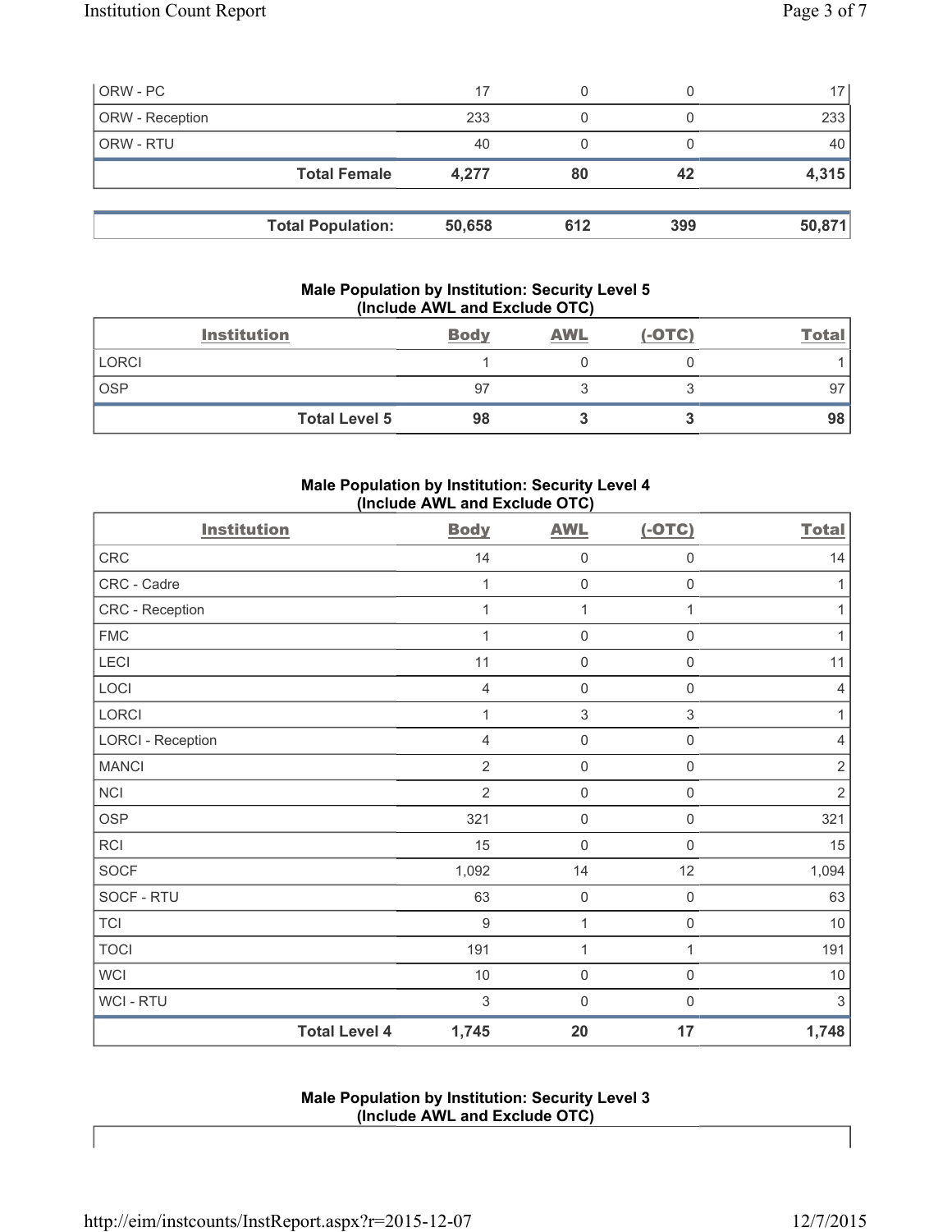| | | | | |
|---|---|---|---|---|
| ORW - PC | 17 | 0 | 0 | 17 |
| ORW - Reception | 233 | 0 | 0 | 233 |
| ORW - RTU | 40 | 0 | 0 | 40 |
| **Total Female** | **4,277** | **80** | **42** | **4,315** |

| | | | | |
|---|---|---|---|---|
| **Total Population:** | **50,658** | **612** | **399** | **50,871** |

### Male Population by Institution: Security Level 5 (Include AWL and Exclude OTC)

| Institution | Body | AWL | (-OTC) | Total |
|---|---|---|---|---|
| LORCI | 1 | 0 | 0 | 1 |
| OSP | 97 | 3 | 3 | 97 |
| **Total Level 5** | **98** | **3** | **3** | **98** |

### Male Population by Institution: Security Level 4 (Include AWL and Exclude OTC)

| Institution | Body | AWL | (-OTC) | Total |
|---|---|---|---|---|
| CRC | 14 | 0 | 0 | 14 |
| CRC - Cadre | 1 | 0 | 0 | 1 |
| CRC - Reception | 1 | 1 | 1 | 1 |
| FMC | 1 | 0 | 0 | 1 |
| LECI | 11 | 0 | 0 | 11 |
| LOCI | 4 | 0 | 0 | 4 |
| LORCI | 1 | 3 | 3 | 1 |
| LORCI - Reception | 4 | 0 | 0 | 4 |
| MANCI | 2 | 0 | 0 | 2 |
| NCI | 2 | 0 | 0 | 2 |
| OSP | 321 | 0 | 0 | 321 |
| RCI | 15 | 0 | 0 | 15 |
| SOCF | 1,092 | 14 | 12 | 1,094 |
| SOCF - RTU | 63 | 0 | 0 | 63 |
| TCI | 9 | 1 | 0 | 10 |
| TOCI | 191 | 1 | 1 | 191 |
| WCI | 10 | 0 | 0 | 10 |
| WCI - RTU | 3 | 0 | 0 | 3 |
| **Total Level 4** | **1,745** | **20** | **17** | **1,748** |

### Male Population by Institution: Security Level 3 (Include AWL and Exclude OTC)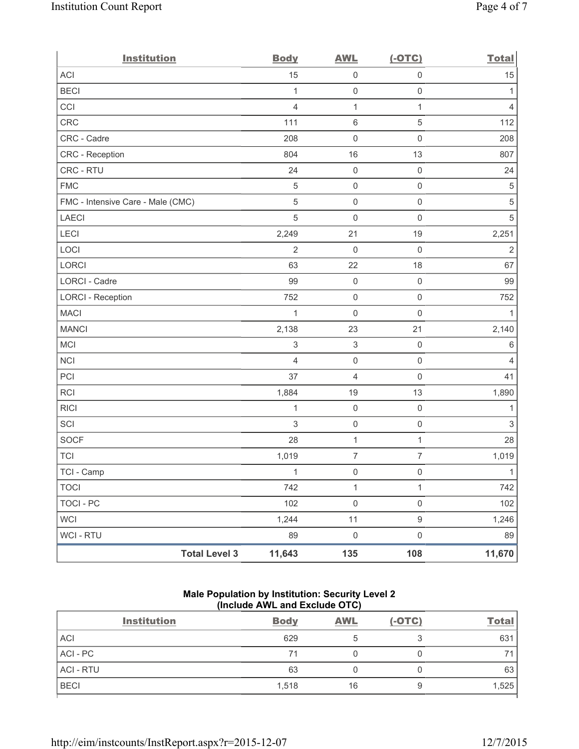| Institution | Body | AWL | (-OTC) | Total |
|---|---|---|---|---|
| ACI | 15 | 0 | 0 | 15 |
| BECI | 1 | 0 | 0 | 1 |
| CCI | 4 | 1 | 1 | 4 |
| CRC | 111 | 6 | 5 | 112 |
| CRC - Cadre | 208 | 0 | 0 | 208 |
| CRC - Reception | 804 | 16 | 13 | 807 |
| CRC - RTU | 24 | 0 | 0 | 24 |
| FMC | 5 | 0 | 0 | 5 |
| FMC - Intensive Care - Male (CMC) | 5 | 0 | 0 | 5 |
| LAECI | 5 | 0 | 0 | 5 |
| LECI | 2,249 | 21 | 19 | 2,251 |
| LOCI | 2 | 0 | 0 | 2 |
| LORCI | 63 | 22 | 18 | 67 |
| LORCI - Cadre | 99 | 0 | 0 | 99 |
| LORCI - Reception | 752 | 0 | 0 | 752 |
| MACI | 1 | 0 | 0 | 1 |
| MANCI | 2,138 | 23 | 21 | 2,140 |
| MCI | 3 | 3 | 0 | 6 |
| NCI | 4 | 0 | 0 | 4 |
| PCI | 37 | 4 | 0 | 41 |
| RCI | 1,884 | 19 | 13 | 1,890 |
| RICI | 1 | 0 | 0 | 1 |
| SCI | 3 | 0 | 0 | 3 |
| SOCF | 28 | 1 | 1 | 28 |
| TCI | 1,019 | 7 | 7 | 1,019 |
| TCI - Camp | 1 | 0 | 0 | 1 |
| TOCI | 742 | 1 | 1 | 742 |
| TOCI - PC | 102 | 0 | 0 | 102 |
| WCI | 1,244 | 11 | 9 | 1,246 |
| WCI - RTU | 89 | 0 | 0 | 89 |
| **Total Level 3** | **11,643** | **135** | **108** | **11,670** |

### Male Population by Institution: Security Level 2 (Include AWL and Exclude OTC)

| Institution | Body | AWL | (-OTC) | Total |
|---|---|---|---|---|
| ACI | 629 | 5 | 3 | 631 |
| ACI - PC | 71 | 0 | 0 | 71 |
| ACI - RTU | 63 | 0 | 0 | 63 |
| BECI | 1,518 | 16 | 9 | 1,525 |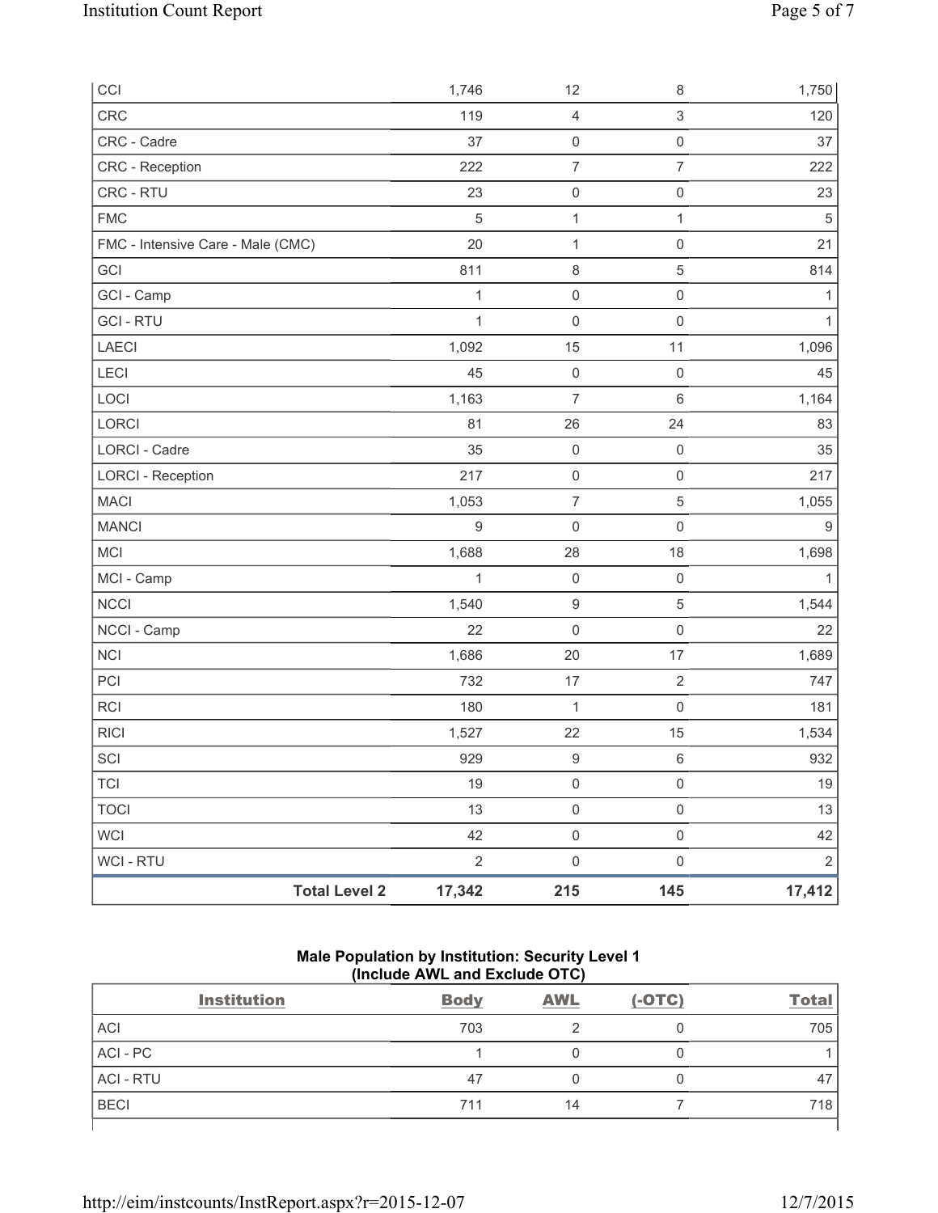| CCI | 1,746 | 12 | 8 | 1,750 |
|---|---|---|---|---|
| CRC | 119 | 4 | 3 | 120 |
| CRC - Cadre | 37 | 0 | 0 | 37 |
| CRC - Reception | 222 | 7 | 7 | 222 |
| CRC - RTU | 23 | 0 | 0 | 23 |
| FMC | 5 | 1 | 1 | 5 |
| FMC - Intensive Care - Male (CMC) | 20 | 1 | 0 | 21 |
| GCI | 811 | 8 | 5 | 814 |
| GCI - Camp | 1 | 0 | 0 | 1 |
| GCI - RTU | 1 | 0 | 0 | 1 |
| LAECI | 1,092 | 15 | 11 | 1,096 |
| LECI | 45 | 0 | 0 | 45 |
| LOCI | 1,163 | 7 | 6 | 1,164 |
| LORCI | 81 | 26 | 24 | 83 |
| LORCI - Cadre | 35 | 0 | 0 | 35 |
| LORCI - Reception | 217 | 0 | 0 | 217 |
| MACI | 1,053 | 7 | 5 | 1,055 |
| MANCI | 9 | 0 | 0 | 9 |
| MCI | 1,688 | 28 | 18 | 1,698 |
| MCI - Camp | 1 | 0 | 0 | 1 |
| NCCI | 1,540 | 9 | 5 | 1,544 |
| NCCI - Camp | 22 | 0 | 0 | 22 |
| NCI | 1,686 | 20 | 17 | 1,689 |
| PCI | 732 | 17 | 2 | 747 |
| RCI | 180 | 1 | 0 | 181 |
| RICI | 1,527 | 22 | 15 | 1,534 |
| SCI | 929 | 9 | 6 | 932 |
| TCI | 19 | 0 | 0 | 19 |
| TOCI | 13 | 0 | 0 | 13 |
| WCI | 42 | 0 | 0 | 42 |
| WCI - RTU | 2 | 0 | 0 | 2 |
| **Total Level 2** | **17,342** | **215** | **145** | **17,412** |

**Male Population by Institution: Security Level 1 (Include AWL and Exclude OTC)**

| Institution | Body | AWL | (-OTC) | Total |
|---|---|---|---|---|
| ACI | 703 | 2 | 0 | 705 |
| ACI - PC | 1 | 0 | 0 | 1 |
| ACI - RTU | 47 | 0 | 0 | 47 |
| BECI | 711 | 14 | 7 | 718 |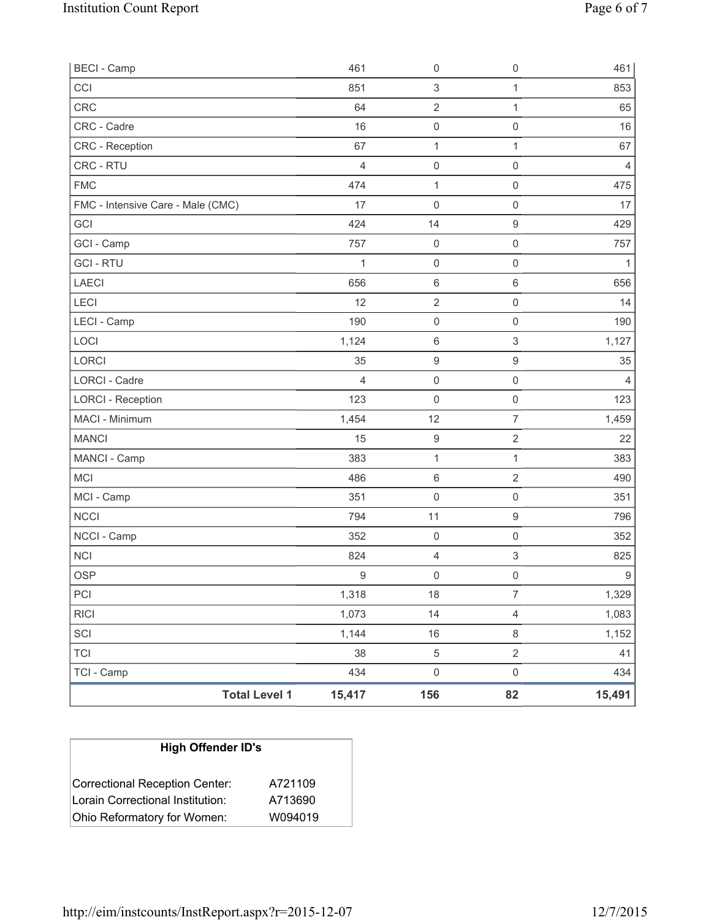| | | | | |
|---|---|---|---|---|
| BECI - Camp | 461 | 0 | 0 | 461 |
| CCI | 851 | 3 | 1 | 853 |
| CRC | 64 | 2 | 1 | 65 |
| CRC - Cadre | 16 | 0 | 0 | 16 |
| CRC - Reception | 67 | 1 | 1 | 67 |
| CRC - RTU | 4 | 0 | 0 | 4 |
| FMC | 474 | 1 | 0 | 475 |
| FMC - Intensive Care - Male (CMC) | 17 | 0 | 0 | 17 |
| GCI | 424 | 14 | 9 | 429 |
| GCI - Camp | 757 | 0 | 0 | 757 |
| GCI - RTU | 1 | 0 | 0 | 1 |
| LAECI | 656 | 6 | 6 | 656 |
| LECI | 12 | 2 | 0 | 14 |
| LECI - Camp | 190 | 0 | 0 | 190 |
| LOCI | 1,124 | 6 | 3 | 1,127 |
| LORCI | 35 | 9 | 9 | 35 |
| LORCI - Cadre | 4 | 0 | 0 | 4 |
| LORCI - Reception | 123 | 0 | 0 | 123 |
| MACI - Minimum | 1,454 | 12 | 7 | 1,459 |
| MANCI | 15 | 9 | 2 | 22 |
| MANCI - Camp | 383 | 1 | 1 | 383 |
| MCI | 486 | 6 | 2 | 490 |
| MCI - Camp | 351 | 0 | 0 | 351 |
| NCCI | 794 | 11 | 9 | 796 |
| NCCI - Camp | 352 | 0 | 0 | 352 |
| NCI | 824 | 4 | 3 | 825 |
| OSP | 9 | 0 | 0 | 9 |
| PCI | 1,318 | 18 | 7 | 1,329 |
| RICI | 1,073 | 14 | 4 | 1,083 |
| SCI | 1,144 | 16 | 8 | 1,152 |
| TCI | 38 | 5 | 2 | 41 |
| TCI - Camp | 434 | 0 | 0 | 434 |
| **Total Level 1** | **15,417** | **156** | **82** | **15,491** |

| **High Offender ID's** | |
|---|---|
| Correctional Reception Center: | A721109 |
| Lorain Correctional Institution: | A713690 |
| Ohio Reformatory for Women: | W094019 |